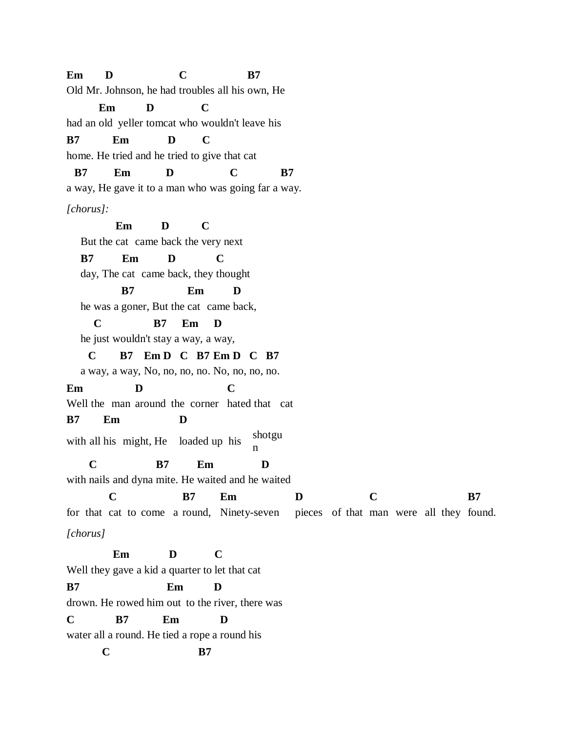```
Em       D                    C                   B7
Old Mr. Johnson, he had troubles all his own, He
         Em          D              C
had an old  yeller tomcat who wouldn't leave his
B7          Em            D        C
home. He tried and he tried to give that cat
  B7        Em           D                 C             B7
a way, He gave it to a man who was going far a way.
```

*[chorus]:*

```
              Em         D          C
    But the cat  came back the very next
    B7        Em         D            C
    day, The cat  came back, they thought
              B7                 Em         D
    he was a goner, But the cat  came back,
       C               B7     Em     D
    he just wouldn't stay a way, a way,
      C        B7    Em D   C   B7 Em D   C   B7
    a way, a way, No, no, no, no. No, no, no, no.
```

```
Em               D                         C
Well the  man  around  the  corner   hated that   cat
B7       Em                  D
with all his  might, He    loaded up  his   shotgun
      C                  B7         Em              D
with nails and dyna mite. He waited and he waited
           C                    B7       Em                D                 C                        B7
for  that  cat  to come   a round,   Ninety-seven     pieces   of  that  man  were   all  they  found.
```

*[chorus]*

```
             Em            D           C
Well they gave a kid a quarter to let that cat
B7                          Em         D
drown. He rowed him out  to the river, there was
C            B7           Em             D
water all a round. He tied a rope a round his
          C                        B7
```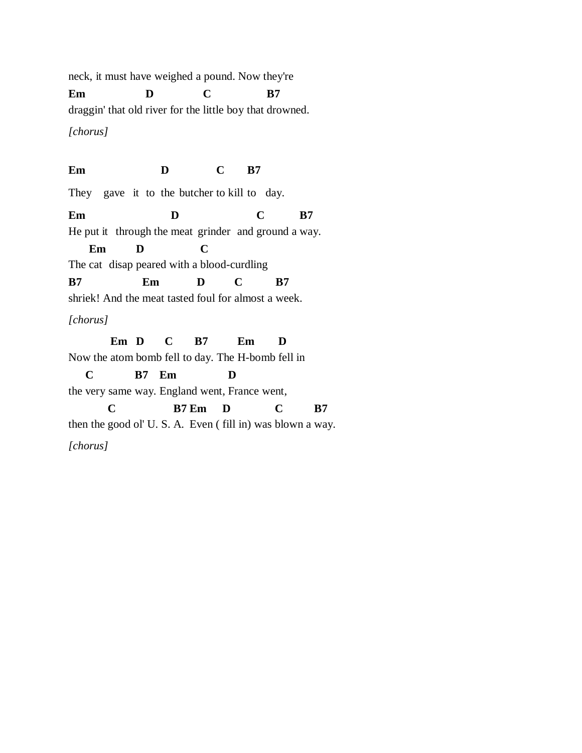neck, it must have weighed a pound. Now they're

**Em D C B7**
draggin' that old river for the little boy that drowned.

*[chorus]*

**Em D C B7**

They gave it to the butcher to kill to day.

**Em D C B7**
He put it through the meat grinder and ground a way.

**Em D C**
The cat disap peared with a blood-curdling

**B7 Em D C B7**
shriek! And the meat tasted foul for almost a week.

*[chorus]*

**Em D C B7 Em D**
Now the atom bomb fell to day. The H-bomb fell in

**C B7 Em D**
the very same way. England went, France went,

**C B7 Em D C B7**
then the good ol' U. S. A. Even ( fill in) was blown a way.

*[chorus]*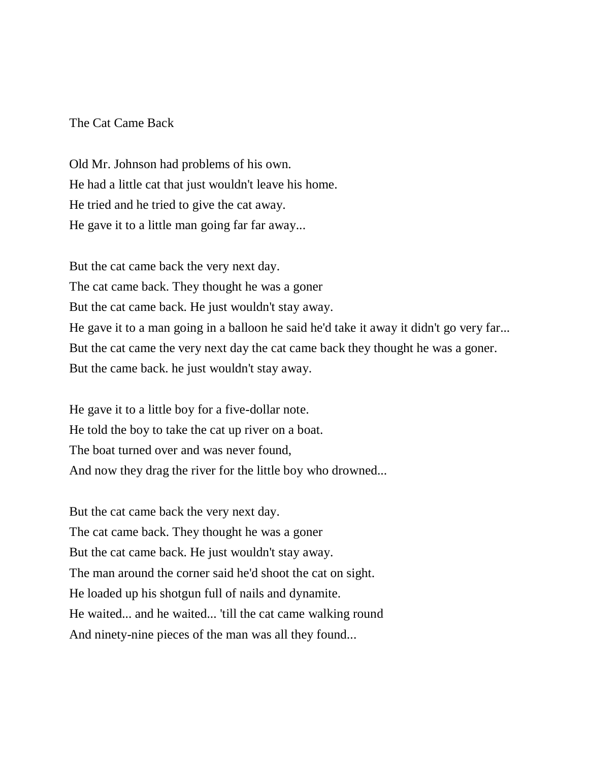The Cat Came Back

Old Mr. Johnson had problems of his own.
He had a little cat that just wouldn't leave his home.
He tried and he tried to give the cat away.
He gave it to a little man going far far away...

But the cat came back the very next day.
The cat came back. They thought he was a goner
But the cat came back. He just wouldn't stay away.
He gave it to a man going in a balloon he said he'd take it away it didn't go very far...
But the cat came the very next day the cat came back they thought he was a goner.
But the came back. he just wouldn't stay away.

He gave it to a little boy for a five-dollar note.
He told the boy to take the cat up river on a boat.
The boat turned over and was never found,
And now they drag the river for the little boy who drowned...

But the cat came back the very next day.
The cat came back. They thought he was a goner
But the cat came back. He just wouldn't stay away.
The man around the corner said he'd shoot the cat on sight.
He loaded up his shotgun full of nails and dynamite.
He waited... and he waited... 'till the cat came walking round
And ninety-nine pieces of the man was all they found...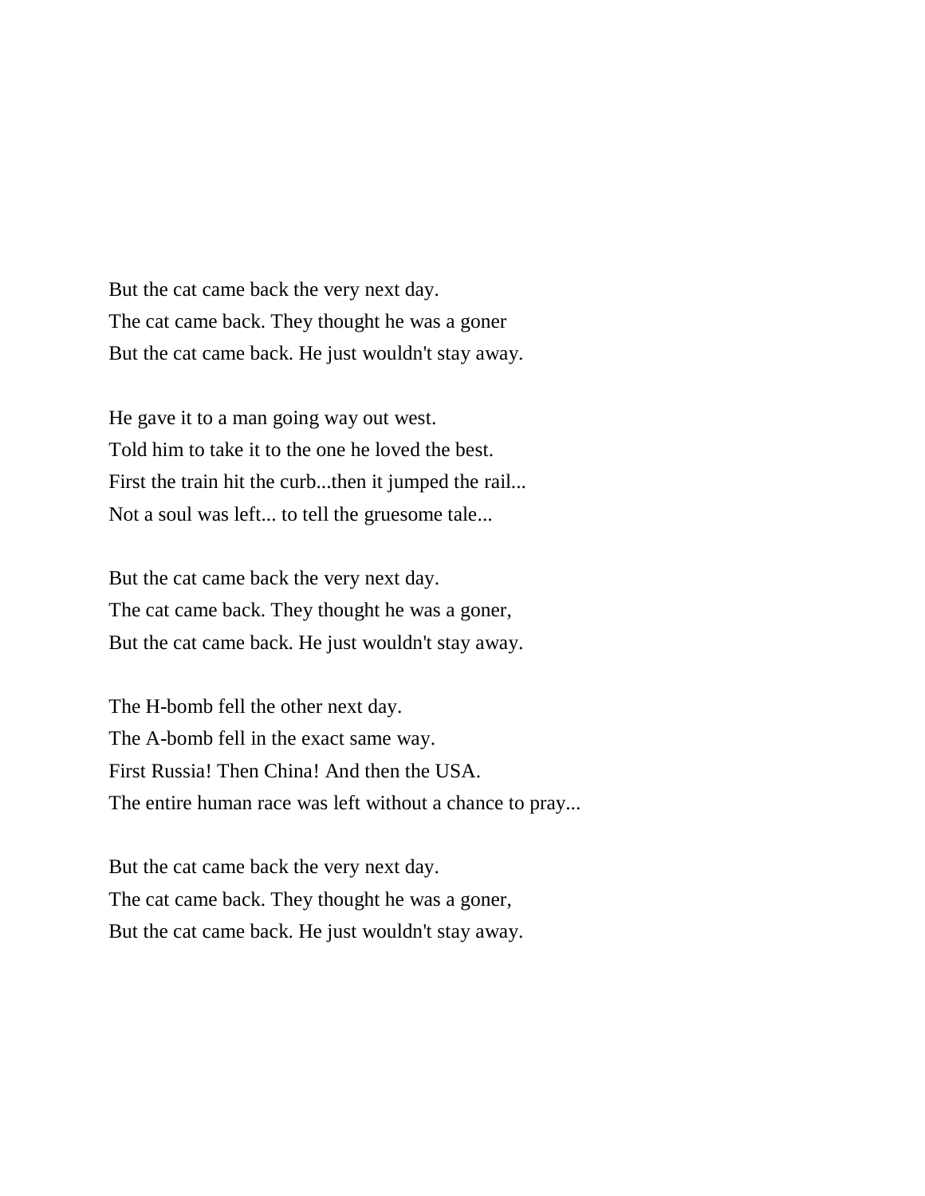But the cat came back the very next day.
The cat came back. They thought he was a goner
But the cat came back. He just wouldn't stay away.

He gave it to a man going way out west.
Told him to take it to the one he loved the best.
First the train hit the curb...then it jumped the rail...
Not a soul was left... to tell the gruesome tale...

But the cat came back the very next day.
The cat came back. They thought he was a goner,
But the cat came back. He just wouldn't stay away.

The H-bomb fell the other next day.
The A-bomb fell in the exact same way.
First Russia! Then China! And then the USA.
The entire human race was left without a chance to pray...

But the cat came back the very next day.
The cat came back. They thought he was a goner,
But the cat came back. He just wouldn't stay away.